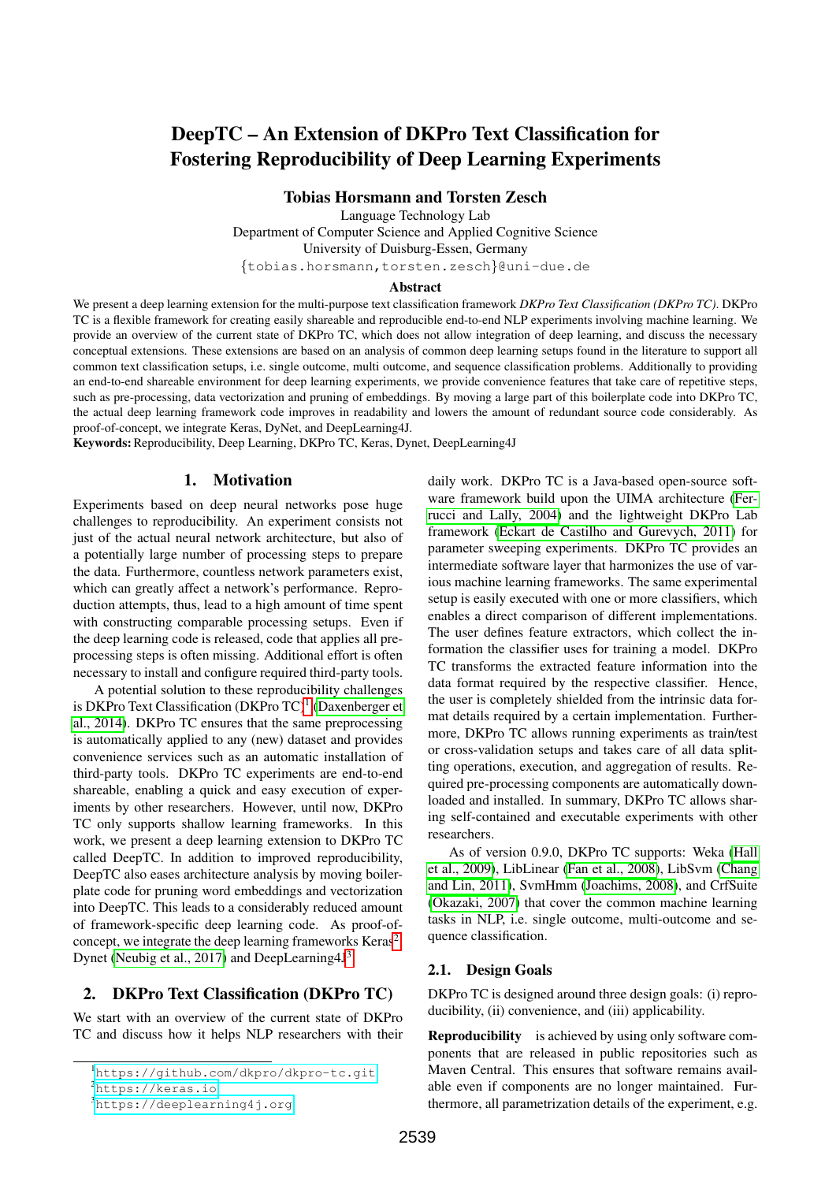# DeepTC – An Extension of DKPro Text Classification for Fostering Reproducibility of Deep Learning Experiments

**Tobias Horsmann and Torsten Zesch**

Language Technology Lab
Department of Computer Science and Applied Cognitive Science
University of Duisburg-Essen, Germany
{tobias.horsmann,torsten.zesch}@uni-due.de

### Abstract

We present a deep learning extension for the multi-purpose text classification framework *DKPro Text Classification (DKPro TC)*. DKPro TC is a flexible framework for creating easily shareable and reproducible end-to-end NLP experiments involving machine learning. We provide an overview of the current state of DKPro TC, which does not allow integration of deep learning, and discuss the necessary conceptual extensions. These extensions are based on an analysis of common deep learning setups found in the literature to support all common text classification setups, i.e. single outcome, multi outcome, and sequence classification problems. Additionally to providing an end-to-end shareable environment for deep learning experiments, we provide convenience features that take care of repetitive steps, such as pre-processing, data vectorization and pruning of embeddings. By moving a large part of this boilerplate code into DKPro TC, the actual deep learning framework code improves in readability and lowers the amount of redundant source code considerably. As proof-of-concept, we integrate Keras, DyNet, and DeepLearning4J.

**Keywords:** Reproducibility, Deep Learning, DKPro TC, Keras, Dynet, DeepLearning4J

## 1. Motivation

Experiments based on deep neural networks pose huge challenges to reproducibility. An experiment consists not just of the actual neural network architecture, but also of a potentially large number of processing steps to prepare the data. Furthermore, countless network parameters exist, which can greatly affect a network's performance. Reproduction attempts, thus, lead to a high amount of time spent with constructing comparable processing setups. Even if the deep learning code is released, code that applies all pre-processing steps is often missing. Additional effort is often necessary to install and configure required third-party tools.

A potential solution to these reproducibility challenges is DKPro Text Classification (DKPro TC)[1] (Daxenberger et al., 2014). DKPro TC ensures that the same preprocessing is automatically applied to any (new) dataset and provides convenience services such as an automatic installation of third-party tools. DKPro TC experiments are end-to-end shareable, enabling a quick and easy execution of experiments by other researchers. However, until now, DKPro TC only supports shallow learning frameworks. In this work, we present a deep learning extension to DKPro TC called DeepTC. In addition to improved reproducibility, DeepTC also eases architecture analysis by moving boilerplate code for pruning word embeddings and vectorization into DeepTC. This leads to a considerably reduced amount of framework-specific deep learning code. As proof-of-concept, we integrate the deep learning frameworks Keras[2], Dynet (Neubig et al., 2017) and DeepLearning4J[3].

## 2. DKPro Text Classification (DKPro TC)

We start with an overview of the current state of DKPro TC and discuss how it helps NLP researchers with their daily work. DKPro TC is a Java-based open-source software framework build upon the UIMA architecture (Ferrucci and Lally, 2004) and the lightweight DKPro Lab framework (Eckart de Castilho and Gurevych, 2011) for parameter sweeping experiments. DKPro TC provides an intermediate software layer that harmonizes the use of various machine learning frameworks. The same experimental setup is easily executed with one or more classifiers, which enables a direct comparison of different implementations. The user defines feature extractors, which collect the information the classifier uses for training a model. DKPro TC transforms the extracted feature information into the data format required by the respective classifier. Hence, the user is completely shielded from the intrinsic data format details required by a certain implementation. Furthermore, DKPro TC allows running experiments as train/test or cross-validation setups and takes care of all data splitting operations, execution, and aggregation of results. Required pre-processing components are automatically downloaded and installed. In summary, DKPro TC allows sharing self-contained and executable experiments with other researchers.

As of version 0.9.0, DKPro TC supports: Weka (Hall et al., 2009), LibLinear (Fan et al., 2008), LibSvm (Chang and Lin, 2011), SvmHmm (Joachims, 2008), and CrfSuite (Okazaki, 2007) that cover the common machine learning tasks in NLP, i.e. single outcome, multi-outcome and sequence classification.

### 2.1. Design Goals

DKPro TC is designed around three design goals: (i) reproducibility, (ii) convenience, and (iii) applicability.

**Reproducibility** is achieved by using only software components that are released in public repositories such as Maven Central. This ensures that software remains available even if components are no longer maintained. Furthermore, all parametrization details of the experiment, e.g.

[1] https://github.com/dkpro/dkpro-tc.git
[2] https://keras.io
[3] https://deeplearning4j.org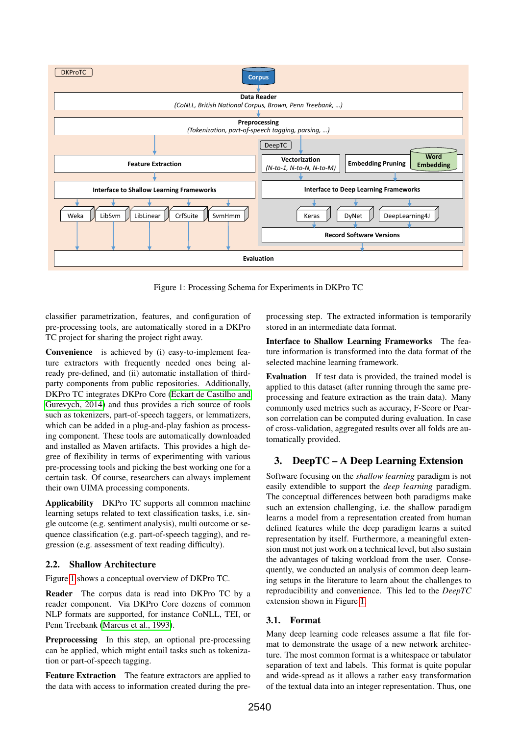Figure 1: Processing Schema for Experiments in DKPro TC

classifier parametrization, features, and configuration of pre-processing tools, are automatically stored in a DKPro TC project for sharing the project right away.

**Convenience** is achieved by (i) easy-to-implement feature extractors with frequently needed ones being already pre-defined, and (ii) automatic installation of third-party components from public repositories. Additionally, DKPro TC integrates DKPro Core (Eckart de Castilho and Gurevych, 2014) and thus provides a rich source of tools such as tokenizers, part-of-speech taggers, or lemmatizers, which can be added in a plug-and-play fashion as processing component. These tools are automatically downloaded and installed as Maven artifacts. This provides a high degree of flexibility in terms of experimenting with various pre-processing tools and picking the best working one for a certain task. Of course, researchers can always implement their own UIMA processing components.

**Applicability** DKPro TC supports all common machine learning setups related to text classification tasks, i.e. single outcome (e.g. sentiment analysis), multi outcome or sequence classification (e.g. part-of-speech tagging), and regression (e.g. assessment of text reading difficulty).

### 2.2. Shallow Architecture

Figure 1 shows a conceptual overview of DKPro TC.

**Reader** The corpus data is read into DKPro TC by a reader component. Via DKPro Core dozens of common NLP formats are supported, for instance CoNLL, TEI, or Penn Treebank (Marcus et al., 1993).

**Preprocessing** In this step, an optional pre-processing can be applied, which might entail tasks such as tokenization or part-of-speech tagging.

**Feature Extraction** The feature extractors are applied to the data with access to information created during the pre-processing step. The extracted information is temporarily stored in an intermediate data format.

**Interface to Shallow Learning Frameworks** The feature information is transformed into the data format of the selected machine learning framework.

**Evaluation** If test data is provided, the trained model is applied to this dataset (after running through the same pre-processing and feature extraction as the train data). Many commonly used metrics such as accuracy, F-Score or Pearson correlation can be computed during evaluation. In case of cross-validation, aggregated results over all folds are automatically provided.

## 3. DeepTC – A Deep Learning Extension

Software focusing on the *shallow learning* paradigm is not easily extendible to support the *deep learning* paradigm. The conceptual differences between both paradigms make such an extension challenging, i.e. the shallow paradigm learns a model from a representation created from human defined features while the deep paradigm learns a suited representation by itself. Furthermore, a meaningful extension must not just work on a technical level, but also sustain the advantages of taking workload from the user. Consequently, we conducted an analysis of common deep learning setups in the literature to learn about the challenges to reproducibility and convenience. This led to the *DeepTC* extension shown in Figure 1.

### 3.1. Format

Many deep learning code releases assume a flat file format to demonstrate the usage of a new network architecture. The most common format is a whitespace or tabulator separation of text and labels. This format is quite popular and wide-spread as it allows a rather easy transformation of the textual data into an integer representation. Thus, one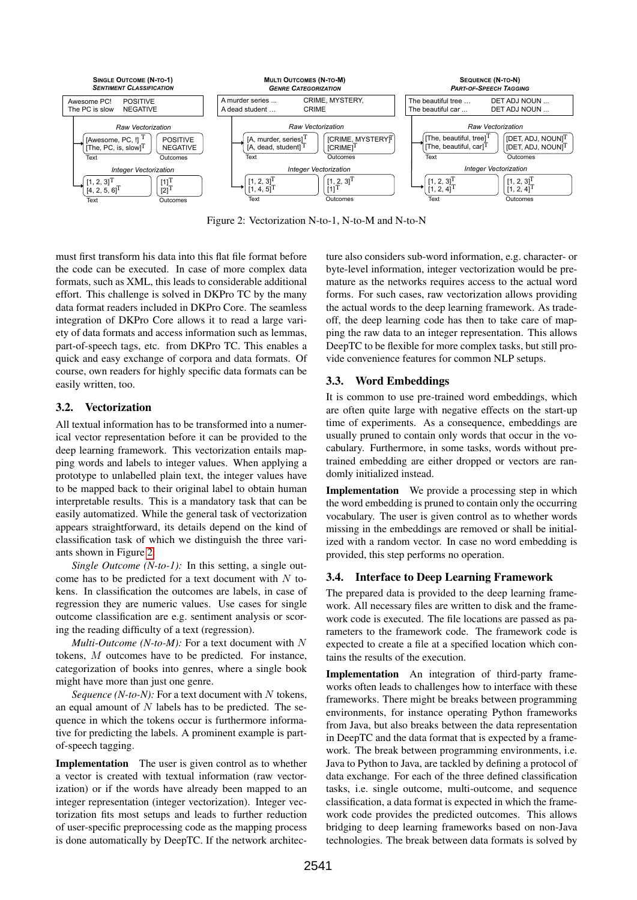Figure 2: Vectorization N-to-1, N-to-M and N-to-N

must first transform his data into this flat file format before the code can be executed. In case of more complex data formats, such as XML, this leads to considerable additional effort. This challenge is solved in DKPro TC by the many data format readers included in DKPro Core. The seamless integration of DKPro Core allows it to read a large variety of data formats and access information such as lemmas, part-of-speech tags, etc. from DKPro TC. This enables a quick and easy exchange of corpora and data formats. Of course, own readers for highly specific data formats can be easily written, too.

## 3.2. Vectorization

All textual information has to be transformed into a numerical vector representation before it can be provided to the deep learning framework. This vectorization entails mapping words and labels to integer values. When applying a prototype to unlabelled plain text, the integer values have to be mapped back to their original label to obtain human interpretable results. This is a mandatory task that can be easily automatized. While the general task of vectorization appears straightforward, its details depend on the kind of classification task of which we distinguish the three variants shown in Figure 2.

*Single Outcome (N-to-1):* In this setting, a single outcome has to be predicted for a text document with $N$ tokens. In classification the outcomes are labels, in case of regression they are numeric values. Use cases for single outcome classification are e.g. sentiment analysis or scoring the reading difficulty of a text (regression).

*Multi-Outcome (N-to-M):* For a text document with $N$ tokens, $M$ outcomes have to be predicted. For instance, categorization of books into genres, where a single book might have more than just one genre.

*Sequence (N-to-N):* For a text document with $N$ tokens, an equal amount of $N$ labels has to be predicted. The sequence in which the tokens occur is furthermore informative for predicting the labels. A prominent example is part-of-speech tagging.

**Implementation** The user is given control as to whether a vector is created with textual information (raw vectorization) or if the words have already been mapped to an integer representation (integer vectorization). Integer vectorization fits most setups and leads to further reduction of user-specific preprocessing code as the mapping process is done automatically by DeepTC. If the network architecture also considers sub-word information, e.g. character- or byte-level information, integer vectorization would be premature as the networks requires access to the actual word forms. For such cases, raw vectorization allows providing the actual words to the deep learning framework. As trade-off, the deep learning code has then to take care of mapping the raw data to an integer representation. This allows DeepTC to be flexible for more complex tasks, but still provide convenience features for common NLP setups.

## 3.3. Word Embeddings

It is common to use pre-trained word embeddings, which are often quite large with negative effects on the start-up time of experiments. As a consequence, embeddings are usually pruned to contain only words that occur in the vocabulary. Furthermore, in some tasks, words without pre-trained embedding are either dropped or vectors are randomly initialized instead.

**Implementation** We provide a processing step in which the word embedding is pruned to contain only the occurring vocabulary. The user is given control as to whether words missing in the embeddings are removed or shall be initialized with a random vector. In case no word embedding is provided, this step performs no operation.

## 3.4. Interface to Deep Learning Framework

The prepared data is provided to the deep learning framework. All necessary files are written to disk and the framework code is executed. The file locations are passed as parameters to the framework code. The framework code is expected to create a file at a specified location which contains the results of the execution.

**Implementation** An integration of third-party frameworks often leads to challenges how to interface with these frameworks. There might be breaks between programming environments, for instance operating Python frameworks from Java, but also breaks between the data representation in DeepTC and the data format that is expected by a framework. The break between programming environments, i.e. Java to Python to Java, are tackled by defining a protocol of data exchange. For each of the three defined classification tasks, i.e. single outcome, multi-outcome, and sequence classification, a data format is expected in which the framework code provides the predicted outcomes. This allows bridging to deep learning frameworks based on non-Java technologies. The break between data formats is solved by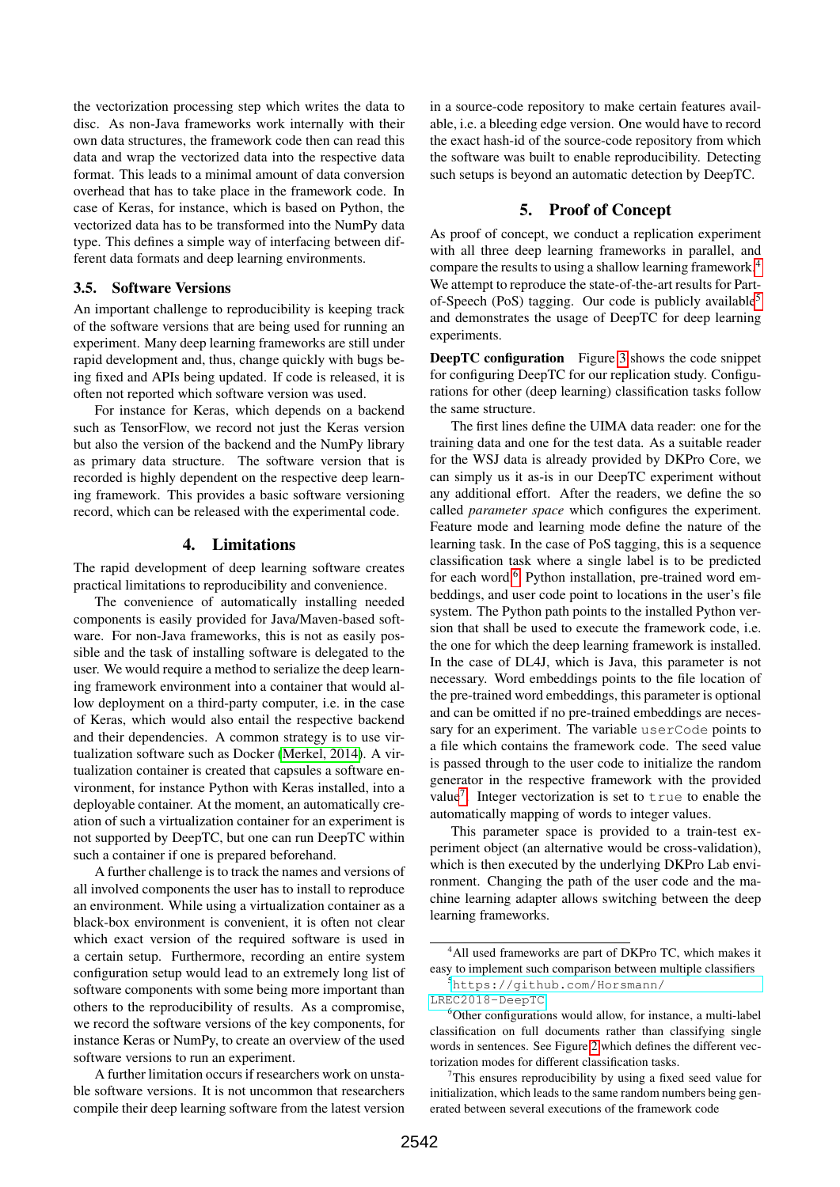the vectorization processing step which writes the data to disc. As non-Java frameworks work internally with their own data structures, the framework code then can read this data and wrap the vectorized data into the respective data format. This leads to a minimal amount of data conversion overhead that has to take place in the framework code. In case of Keras, for instance, which is based on Python, the vectorized data has to be transformed into the NumPy data type. This defines a simple way of interfacing between different data formats and deep learning environments.

### 3.5. Software Versions

An important challenge to reproducibility is keeping track of the software versions that are being used for running an experiment. Many deep learning frameworks are still under rapid development and, thus, change quickly with bugs being fixed and APIs being updated. If code is released, it is often not reported which software version was used.

For instance for Keras, which depends on a backend such as TensorFlow, we record not just the Keras version but also the version of the backend and the NumPy library as primary data structure. The software version that is recorded is highly dependent on the respective deep learning framework. This provides a basic software versioning record, which can be released with the experimental code.

## 4. Limitations

The rapid development of deep learning software creates practical limitations to reproducibility and convenience.

The convenience of automatically installing needed components is easily provided for Java/Maven-based software. For non-Java frameworks, this is not as easily possible and the task of installing software is delegated to the user. We would require a method to serialize the deep learning framework environment into a container that would allow deployment on a third-party computer, i.e. in the case of Keras, which would also entail the respective backend and their dependencies. A common strategy is to use virtualization software such as Docker (Merkel, 2014). A virtualization container is created that capsules a software environment, for instance Python with Keras installed, into a deployable container. At the moment, an automatically creation of such a virtualization container for an experiment is not supported by DeepTC, but one can run DeepTC within such a container if one is prepared beforehand.

A further challenge is to track the names and versions of all involved components the user has to install to reproduce an environment. While using a virtualization container as a black-box environment is convenient, it is often not clear which exact version of the required software is used in a certain setup. Furthermore, recording an entire system configuration setup would lead to an extremely long list of software components with some being more important than others to the reproducibility of results. As a compromise, we record the software versions of the key components, for instance Keras or NumPy, to create an overview of the used software versions to run an experiment.

A further limitation occurs if researchers work on unstable software versions. It is not uncommon that researchers compile their deep learning software from the latest version in a source-code repository to make certain features available, i.e. a bleeding edge version. One would have to record the exact hash-id of the source-code repository from which the software was built to enable reproducibility. Detecting such setups is beyond an automatic detection by DeepTC.

## 5. Proof of Concept

As proof of concept, we conduct a replication experiment with all three deep learning frameworks in parallel, and compare the results to using a shallow learning framework.[4] We attempt to reproduce the state-of-the-art results for Part-of-Speech (PoS) tagging. Our code is publicly available[5] and demonstrates the usage of DeepTC for deep learning experiments.

**DeepTC configuration** Figure 3 shows the code snippet for configuring DeepTC for our replication study. Configurations for other (deep learning) classification tasks follow the same structure.

The first lines define the UIMA data reader: one for the training data and one for the test data. As a suitable reader for the WSJ data is already provided by DKPro Core, we can simply us it as-is in our DeepTC experiment without any additional effort. After the readers, we define the so called *parameter space* which configures the experiment. Feature mode and learning mode define the nature of the learning task. In the case of PoS tagging, this is a sequence classification task where a single label is to be predicted for each word.[6] Python installation, pre-trained word embeddings, and user code point to locations in the user's file system. The Python path points to the installed Python version that shall be used to execute the framework code, i.e. the one for which the deep learning framework is installed. In the case of DL4J, which is Java, this parameter is not necessary. Word embeddings points to the file location of the pre-trained word embeddings, this parameter is optional and can be omitted if no pre-trained embeddings are necessary for an experiment. The variable `userCode` points to a file which contains the framework code. The seed value is passed through to the user code to initialize the random generator in the respective framework with the provided value[7]. Integer vectorization is set to `true` to enable the automatically mapping of words to integer values.

This parameter space is provided to a train-test experiment object (an alternative would be cross-validation), which is then executed by the underlying DKPro Lab environment. Changing the path of the user code and the machine learning adapter allows switching between the deep learning frameworks.

---

[4] All used frameworks are part of DKPro TC, which makes it easy to implement such comparison between multiple classifiers

[5] https://github.com/Horsmann/LREC2018-DeepTC

[6] Other configurations would allow, for instance, a multi-label classification on full documents rather than classifying single words in sentences. See Figure 2 which defines the different vectorization modes for different classification tasks.

[7] This ensures reproducibility by using a fixed seed value for initialization, which leads to the same random numbers being generated between several executions of the framework code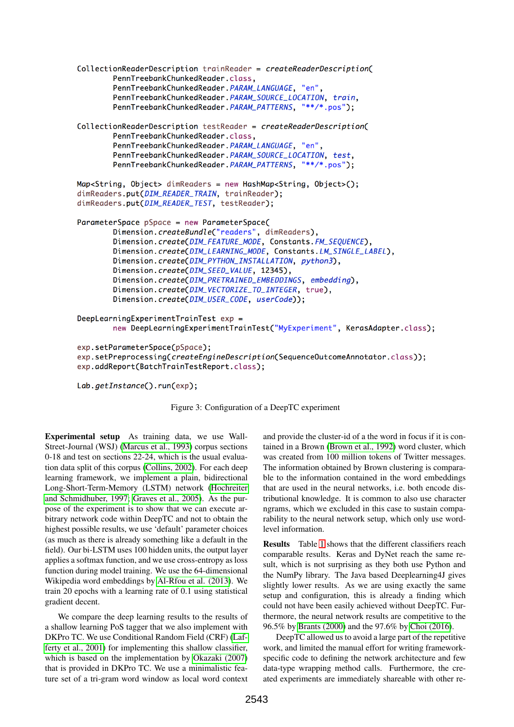```
CollectionReaderDescription trainReader = createReaderDescription(
        PennTreebankChunkedReader.class,
        PennTreebankChunkedReader.PARAM_LANGUAGE, "en",
        PennTreebankChunkedReader.PARAM_SOURCE_LOCATION, train,
        PennTreebankChunkedReader.PARAM_PATTERNS, "**/*.pos");

CollectionReaderDescription testReader = createReaderDescription(
        PennTreebankChunkedReader.class,
        PennTreebankChunkedReader.PARAM_LANGUAGE, "en",
        PennTreebankChunkedReader.PARAM_SOURCE_LOCATION, test,
        PennTreebankChunkedReader.PARAM_PATTERNS, "**/*.pos");

Map<String, Object> dimReaders = new HashMap<String, Object>();
dimReaders.put(DIM_READER_TRAIN, trainReader);
dimReaders.put(DIM_READER_TEST, testReader);

ParameterSpace pSpace = new ParameterSpace(
        Dimension.createBundle("readers", dimReaders),
        Dimension.create(DIM_FEATURE_MODE, Constants.FM_SEQUENCE),
        Dimension.create(DIM_LEARNING_MODE, Constants.LM_SINGLE_LABEL),
        Dimension.create(DIM_PYTHON_INSTALLATION, python3),
        Dimension.create(DIM_SEED_VALUE, 12345),
        Dimension.create(DIM_PRETRAINED_EMBEDDINGS, embedding),
        Dimension.create(DIM_VECTORIZE_TO_INTEGER, true),
        Dimension.create(DIM_USER_CODE, userCode));

DeepLearningExperimentTrainTest exp =
        new DeepLearningExperimentTrainTest("MyExperiment", KerasAdapter.class);

exp.setParameterSpace(pSpace);
exp.setPreprocessing(createEngineDescription(SequenceOutcomeAnnotator.class));
exp.addReport(BatchTrainTestReport.class);

Lab.getInstance().run(exp);
```

Figure 3: Configuration of a DeepTC experiment

**Experimental setup** As training data, we use Wall-Street-Journal (WSJ) (Marcus et al., 1993) corpus sections 0-18 and test on sections 22-24, which is the usual evaluation data split of this corpus (Collins, 2002). For each deep learning framework, we implement a plain, bidirectional Long-Short-Term-Memory (LSTM) network (Hochreiter and Schmidhuber, 1997; Graves et al., 2005). As the purpose of the experiment is to show that we can execute arbitrary network code within DeepTC and not to obtain the highest possible results, we use 'default' parameter choices (as much as there is already something like a default in the field). Our bi-LSTM uses 100 hidden units, the output layer applies a softmax function, and we use cross-entropy as loss function during model training. We use the 64-dimensional Wikipedia word embeddings by Al-Rfou et al. (2013). We train 20 epochs with a learning rate of 0.1 using statistical gradient decent.

We compare the deep learning results to the results of a shallow learning PoS tagger that we also implement with DKPro TC. We use Conditional Random Field (CRF) (Lafferty et al., 2001) for implementing this shallow classifier, which is based on the implementation by Okazaki (2007) that is provided in DKPro TC. We use a minimalistic feature set of a tri-gram word window as local word context and provide the cluster-id of a the word in focus if it is contained in a Brown (Brown et al., 1992) word cluster, which was created from 100 million tokens of Twitter messages. The information obtained by Brown clustering is comparable to the neural information contained in the word embeddings that are used in the neural networks, i.e. both encode distributional knowledge. It is common to also use character ngrams, which we excluded in this case to sustain comparability to the neural network setup, which only use word-level information.

**Results** Table 1 shows that the different classifiers reach comparable results. Keras and DyNet reach the same result, which is not surprising as they both use Python and the NumPy library. The Java based Deeplearning4J gives slightly lower results. As we are using exactly the same setup and configuration, this is already a finding which could not have been easily achieved without DeepTC. Furthermore, the neural network results are competitive to the 96.5% by Brants (2000) and the 97.6% by Choi (2016).

DeepTC allowed us to avoid a large part of the repetitive work, and limited the manual effort for writing framework-specific code to defining the network architecture and few data-type wrapping method calls. Furthermore, the created experiments are immediately shareable with other re-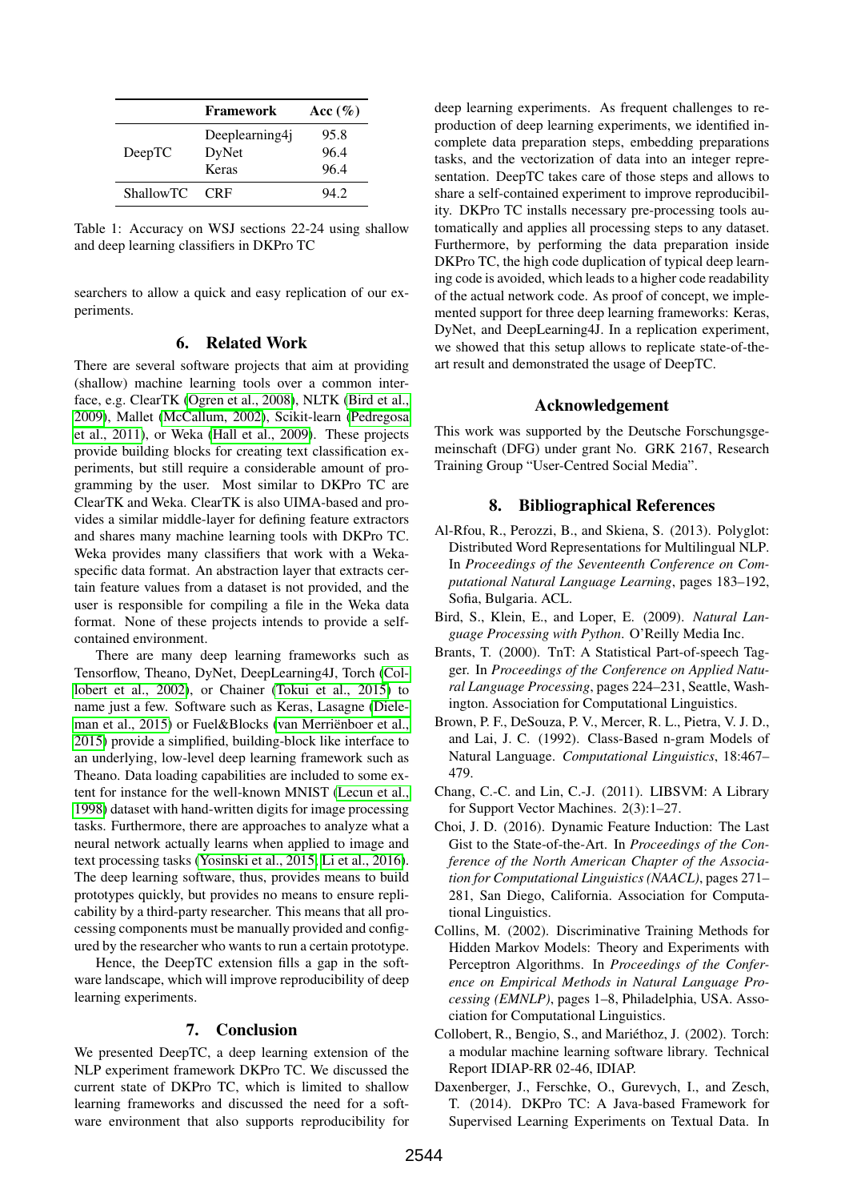| | Framework | Acc (%) |
|---|---|---|
| DeepTC | Deeplearning4j | 95.8 |
| | DyNet | 96.4 |
| | Keras | 96.4 |
| ShallowTC | CRF | 94.2 |

Table 1: Accuracy on WSJ sections 22-24 using shallow and deep learning classifiers in DKPro TC

searchers to allow a quick and easy replication of our experiments.

## 6. Related Work

There are several software projects that aim at providing (shallow) machine learning tools over a common interface, e.g. ClearTK (Ogren et al., 2008), NLTK (Bird et al., 2009), Mallet (McCallum, 2002), Scikit-learn (Pedregosa et al., 2011), or Weka (Hall et al., 2009). These projects provide building blocks for creating text classification experiments, but still require a considerable amount of programming by the user. Most similar to DKPro TC are ClearTK and Weka. ClearTK is also UIMA-based and provides a similar middle-layer for defining feature extractors and shares many machine learning tools with DKPro TC. Weka provides many classifiers that work with a Weka-specific data format. An abstraction layer that extracts certain feature values from a dataset is not provided, and the user is responsible for compiling a file in the Weka data format. None of these projects intends to provide a self-contained environment.

There are many deep learning frameworks such as Tensorflow, Theano, DyNet, DeepLearning4J, Torch (Collobert et al., 2002), or Chainer (Tokui et al., 2015) to name just a few. Software such as Keras, Lasagne (Dieleman et al., 2015) or Fuel&Blocks (van Merriënboer et al., 2015) provide a simplified, building-block like interface to an underlying, low-level deep learning framework such as Theano. Data loading capabilities are included to some extent for instance for the well-known MNIST (Lecun et al., 1998) dataset with hand-written digits for image processing tasks. Furthermore, there are approaches to analyze what a neural network actually learns when applied to image and text processing tasks (Yosinski et al., 2015; Li et al., 2016). The deep learning software, thus, provides means to build prototypes quickly, but provides no means to ensure replicability by a third-party researcher. This means that all processing components must be manually provided and configured by the researcher who wants to run a certain prototype.

Hence, the DeepTC extension fills a gap in the software landscape, which will improve reproducibility of deep learning experiments.

## 7. Conclusion

We presented DeepTC, a deep learning extension of the NLP experiment framework DKPro TC. We discussed the current state of DKPro TC, which is limited to shallow learning frameworks and discussed the need for a software environment that also supports reproducibility for deep learning experiments. As frequent challenges to reproduction of deep learning experiments, we identified incomplete data preparation steps, embedding preparations tasks, and the vectorization of data into an integer representation. DeepTC takes care of those steps and allows to share a self-contained experiment to improve reproducibility. DKPro TC installs necessary pre-processing tools automatically and applies all processing steps to any dataset. Furthermore, by performing the data preparation inside DKPro TC, the high code duplication of typical deep learning code is avoided, which leads to a higher code readability of the actual network code. As proof of concept, we implemented support for three deep learning frameworks: Keras, DyNet, and DeepLearning4J. In a replication experiment, we showed that this setup allows to replicate state-of-the-art result and demonstrated the usage of DeepTC.

## Acknowledgement

This work was supported by the Deutsche Forschungsgemeinschaft (DFG) under grant No. GRK 2167, Research Training Group "User-Centred Social Media".

## 8. Bibliographical References

Al-Rfou, R., Perozzi, B., and Skiena, S. (2013). Polyglot: Distributed Word Representations for Multilingual NLP. In *Proceedings of the Seventeenth Conference on Computational Natural Language Learning*, pages 183–192, Sofia, Bulgaria. ACL.

Bird, S., Klein, E., and Loper, E. (2009). *Natural Language Processing with Python*. O'Reilly Media Inc.

Brants, T. (2000). TnT: A Statistical Part-of-speech Tagger. In *Proceedings of the Conference on Applied Natural Language Processing*, pages 224–231, Seattle, Washington. Association for Computational Linguistics.

Brown, P. F., DeSouza, P. V., Mercer, R. L., Pietra, V. J. D., and Lai, J. C. (1992). Class-Based n-gram Models of Natural Language. *Computational Linguistics*, 18:467–479.

Chang, C.-C. and Lin, C.-J. (2011). LIBSVM: A Library for Support Vector Machines. 2(3):1–27.

Choi, J. D. (2016). Dynamic Feature Induction: The Last Gist to the State-of-the-Art. In *Proceedings of the Conference of the North American Chapter of the Association for Computational Linguistics (NAACL)*, pages 271–281, San Diego, California. Association for Computational Linguistics.

Collins, M. (2002). Discriminative Training Methods for Hidden Markov Models: Theory and Experiments with Perceptron Algorithms. In *Proceedings of the Conference on Empirical Methods in Natural Language Processing (EMNLP)*, pages 1–8, Philadelphia, USA. Association for Computational Linguistics.

Collobert, R., Bengio, S., and Mariéthoz, J. (2002). Torch: a modular machine learning software library. Technical Report IDIAP-RR 02-46, IDIAP.

Daxenberger, J., Ferschke, O., Gurevych, I., and Zesch, T. (2014). DKPro TC: A Java-based Framework for Supervised Learning Experiments on Textual Data. In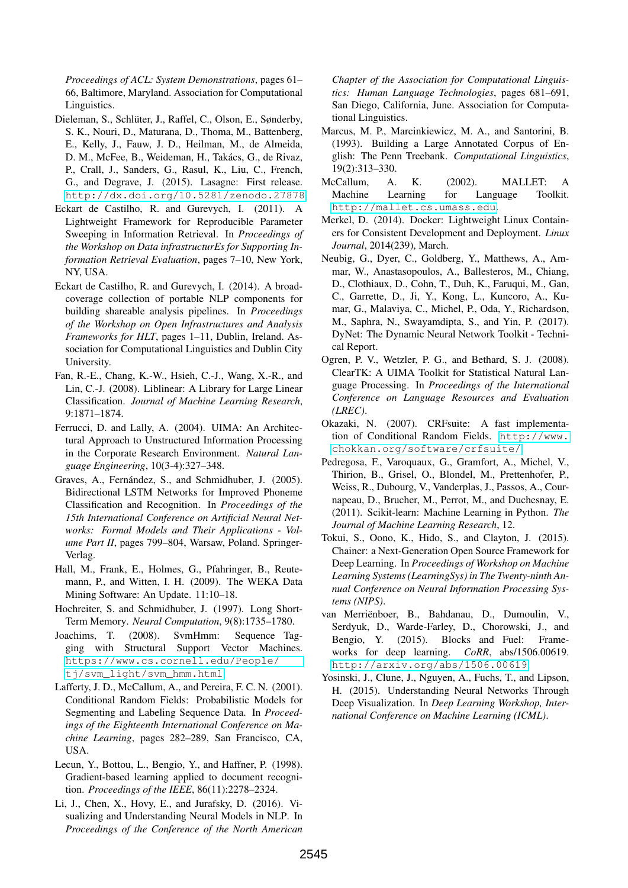*Proceedings of ACL: System Demonstrations*, pages 61–66, Baltimore, Maryland. Association for Computational Linguistics.

Dieleman, S., Schlüter, J., Raffel, C., Olson, E., Sønderby, S. K., Nouri, D., Maturana, D., Thoma, M., Battenberg, E., Kelly, J., Fauw, J. D., Heilman, M., de Almeida, D. M., McFee, B., Weideman, H., Takács, G., de Rivaz, P., Crall, J., Sanders, G., Rasul, K., Liu, C., French, G., and Degrave, J. (2015). Lasagne: First release. http://dx.doi.org/10.5281/zenodo.27878.

Eckart de Castilho, R. and Gurevych, I. (2011). A Lightweight Framework for Reproducible Parameter Sweeping in Information Retrieval. In *Proceedings of the Workshop on Data infrastructurEs for Supporting Information Retrieval Evaluation*, pages 7–10, New York, NY, USA.

Eckart de Castilho, R. and Gurevych, I. (2014). A broad-coverage collection of portable NLP components for building shareable analysis pipelines. In *Proceedings of the Workshop on Open Infrastructures and Analysis Frameworks for HLT*, pages 1–11, Dublin, Ireland. Association for Computational Linguistics and Dublin City University.

Fan, R.-E., Chang, K.-W., Hsieh, C.-J., Wang, X.-R., and Lin, C.-J. (2008). Liblinear: A Library for Large Linear Classification. *Journal of Machine Learning Research*, 9:1871–1874.

Ferrucci, D. and Lally, A. (2004). UIMA: An Architectural Approach to Unstructured Information Processing in the Corporate Research Environment. *Natural Language Engineering*, 10(3-4):327–348.

Graves, A., Fernández, S., and Schmidhuber, J. (2005). Bidirectional LSTM Networks for Improved Phoneme Classification and Recognition. In *Proceedings of the 15th International Conference on Artificial Neural Networks: Formal Models and Their Applications - Volume Part II*, pages 799–804, Warsaw, Poland. Springer-Verlag.

Hall, M., Frank, E., Holmes, G., Pfahringer, B., Reutemann, P., and Witten, I. H. (2009). The WEKA Data Mining Software: An Update. 11:10–18.

Hochreiter, S. and Schmidhuber, J. (1997). Long Short-Term Memory. *Neural Computation*, 9(8):1735–1780.

Joachims, T. (2008). SvmHmm: Sequence Tagging with Structural Support Vector Machines. https://www.cs.cornell.edu/People/tj/svm_light/svm_hmm.html.

Lafferty, J. D., McCallum, A., and Pereira, F. C. N. (2001). Conditional Random Fields: Probabilistic Models for Segmenting and Labeling Sequence Data. In *Proceedings of the Eighteenth International Conference on Machine Learning*, pages 282–289, San Francisco, CA, USA.

Lecun, Y., Bottou, L., Bengio, Y., and Haffner, P. (1998). Gradient-based learning applied to document recognition. *Proceedings of the IEEE*, 86(11):2278–2324.

Li, J., Chen, X., Hovy, E., and Jurafsky, D. (2016). Visualizing and Understanding Neural Models in NLP. In *Proceedings of the Conference of the North American Chapter of the Association for Computational Linguistics: Human Language Technologies*, pages 681–691, San Diego, California, June. Association for Computational Linguistics.

Marcus, M. P., Marcinkiewicz, M. A., and Santorini, B. (1993). Building a Large Annotated Corpus of English: The Penn Treebank. *Computational Linguistics*, 19(2):313–330.

McCallum, A. K. (2002). MALLET: A Machine Learning for Language Toolkit. http://mallet.cs.umass.edu.

Merkel, D. (2014). Docker: Lightweight Linux Containers for Consistent Development and Deployment. *Linux Journal*, 2014(239), March.

Neubig, G., Dyer, C., Goldberg, Y., Matthews, A., Ammar, W., Anastasopoulos, A., Ballesteros, M., Chiang, D., Clothiaux, D., Cohn, T., Duh, K., Faruqui, M., Gan, C., Garrette, D., Ji, Y., Kong, L., Kuncoro, A., Kumar, G., Malaviya, C., Michel, P., Oda, Y., Richardson, M., Saphra, N., Swayamdipta, S., and Yin, P. (2017). DyNet: The Dynamic Neural Network Toolkit - Technical Report.

Ogren, P. V., Wetzler, P. G., and Bethard, S. J. (2008). ClearTK: A UIMA Toolkit for Statistical Natural Language Processing. In *Proceedings of the International Conference on Language Resources and Evaluation (LREC)*.

Okazaki, N. (2007). CRFsuite: A fast implementation of Conditional Random Fields. http://www.chokkan.org/software/crfsuite/.

Pedregosa, F., Varoquaux, G., Gramfort, A., Michel, V., Thirion, B., Grisel, O., Blondel, M., Prettenhofer, P., Weiss, R., Dubourg, V., Vanderplas, J., Passos, A., Cournapeau, D., Brucher, M., Perrot, M., and Duchesnay, E. (2011). Scikit-learn: Machine Learning in Python. *The Journal of Machine Learning Research*, 12.

Tokui, S., Oono, K., Hido, S., and Clayton, J. (2015). Chainer: a Next-Generation Open Source Framework for Deep Learning. In *Proceedings of Workshop on Machine Learning Systems (LearningSys) in The Twenty-ninth Annual Conference on Neural Information Processing Systems (NIPS)*.

van Merriënboer, B., Bahdanau, D., Dumoulin, V., Serdyuk, D., Warde-Farley, D., Chorowski, J., and Bengio, Y. (2015). Blocks and Fuel: Frameworks for deep learning. *CoRR*, abs/1506.00619. http://arxiv.org/abs/1506.00619.

Yosinski, J., Clune, J., Nguyen, A., Fuchs, T., and Lipson, H. (2015). Understanding Neural Networks Through Deep Visualization. In *Deep Learning Workshop, International Conference on Machine Learning (ICML)*.